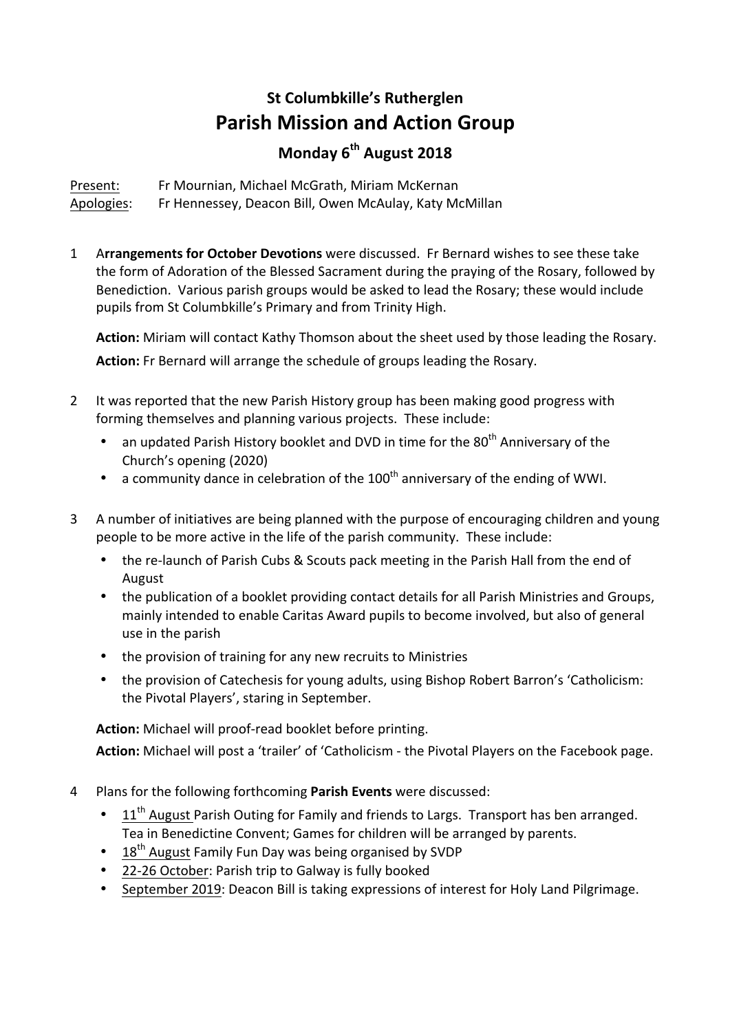**St Columbkille's Rutherglen**

# Parish Mission and Action Group

### Monday 6th August 2018

Present: Fr Mournian, Michael McGrath, Miriam McKernan
Apologies: Fr Hennessey, Deacon Bill, Owen McAulay, Katy McMillan

1. A**rrangements for October Devotions** were discussed. Fr Bernard wishes to see these take the form of Adoration of the Blessed Sacrament during the praying of the Rosary, followed by Benediction. Various parish groups would be asked to lead the Rosary; these would include pupils from St Columbkille's Primary and from Trinity High.

   **Action:** Miriam will contact Kathy Thomson about the sheet used by those leading the Rosary.

   **Action:** Fr Bernard will arrange the schedule of groups leading the Rosary.

2. It was reported that the new Parish History group has been making good progress with forming themselves and planning various projects. These include:
   - an updated Parish History booklet and DVD in time for the 80th Anniversary of the Church's opening (2020)
   - a community dance in celebration of the 100th anniversary of the ending of WWI.

3. A number of initiatives are being planned with the purpose of encouraging children and young people to be more active in the life of the parish community. These include:
   - the re-launch of Parish Cubs & Scouts pack meeting in the Parish Hall from the end of August
   - the publication of a booklet providing contact details for all Parish Ministries and Groups, mainly intended to enable Caritas Award pupils to become involved, but also of general use in the parish
   - the provision of training for any new recruits to Ministries
   - the provision of Catechesis for young adults, using Bishop Robert Barron's 'Catholicism: the Pivotal Players', staring in September.

   **Action:** Michael will proof-read booklet before printing.

   **Action:** Michael will post a 'trailer' of 'Catholicism - the Pivotal Players on the Facebook page.

4. Plans for the following forthcoming **Parish Events** were discussed:
   - 11th August Parish Outing for Family and friends to Largs. Transport has ben arranged. Tea in Benedictine Convent; Games for children will be arranged by parents.
   - 18th August Family Fun Day was being organised by SVDP
   - 22-26 October: Parish trip to Galway is fully booked
   - September 2019: Deacon Bill is taking expressions of interest for Holy Land Pilgrimage.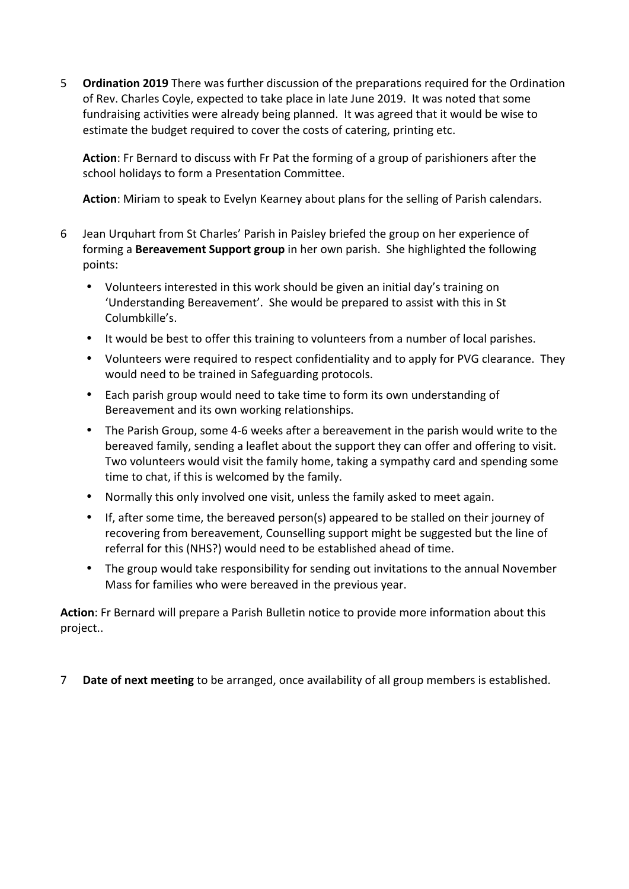5 **Ordination 2019** There was further discussion of the preparations required for the Ordination of Rev. Charles Coyle, expected to take place in late June 2019. It was noted that some fundraising activities were already being planned. It was agreed that it would be wise to estimate the budget required to cover the costs of catering, printing etc.

   **Action**: Fr Bernard to discuss with Fr Pat the forming of a group of parishioners after the school holidays to form a Presentation Committee.

   **Action**: Miriam to speak to Evelyn Kearney about plans for the selling of Parish calendars.

6 Jean Urquhart from St Charles' Parish in Paisley briefed the group on her experience of forming a **Bereavement Support group** in her own parish. She highlighted the following points:

   - Volunteers interested in this work should be given an initial day's training on 'Understanding Bereavement'. She would be prepared to assist with this in St Columbkille's.
   - It would be best to offer this training to volunteers from a number of local parishes.
   - Volunteers were required to respect confidentiality and to apply for PVG clearance. They would need to be trained in Safeguarding protocols.
   - Each parish group would need to take time to form its own understanding of Bereavement and its own working relationships.
   - The Parish Group, some 4-6 weeks after a bereavement in the parish would write to the bereaved family, sending a leaflet about the support they can offer and offering to visit. Two volunteers would visit the family home, taking a sympathy card and spending some time to chat, if this is welcomed by the family.
   - Normally this only involved one visit, unless the family asked to meet again.
   - If, after some time, the bereaved person(s) appeared to be stalled on their journey of recovering from bereavement, Counselling support might be suggested but the line of referral for this (NHS?) would need to be established ahead of time.
   - The group would take responsibility for sending out invitations to the annual November Mass for families who were bereaved in the previous year.

**Action**: Fr Bernard will prepare a Parish Bulletin notice to provide more information about this project..

7 **Date of next meeting** to be arranged, once availability of all group members is established.